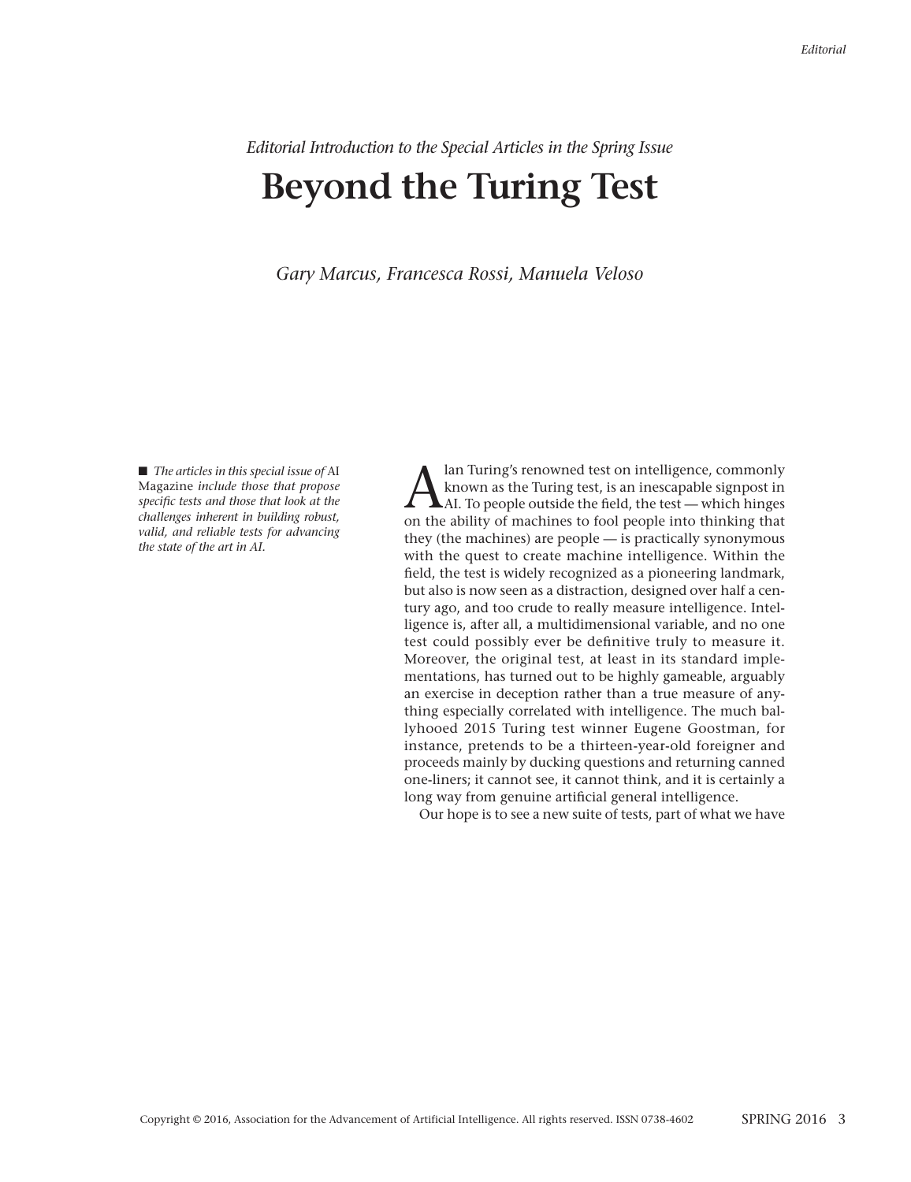*Editorial Introduction to the Special Articles in the Spring Issue*

# Beyond the Turing Test

*Gary Marcus, Francesca Rossi, Manuela Veloso*

■ *The articles in this special issue of* AI Magazine *include those that propose specific tests and those that look at the challenges inherent in building robust, valid, and reliable tests for advancing the state of the art in AI.*

Alan Turing's renowned test on intelligence, commonly known as the Turing test, is an inescapable signpost in AI. To people outside the field, the test — which hinges on the ability of machines to fool people into thinking that they (the machines) are people — is practically synonymous with the quest to create machine intelligence. Within the field, the test is widely recognized as a pioneering landmark, but also is now seen as a distraction, designed over half a century ago, and too crude to really measure intelligence. Intelligence is, after all, a multidimensional variable, and no one test could possibly ever be definitive truly to measure it. Moreover, the original test, at least in its standard implementations, has turned out to be highly gameable, arguably an exercise in deception rather than a true measure of anything especially correlated with intelligence. The much ballyhooed 2015 Turing test winner Eugene Goostman, for instance, pretends to be a thirteen-year-old foreigner and proceeds mainly by ducking questions and returning canned one-liners; it cannot see, it cannot think, and it is certainly a long way from genuine artificial general intelligence.

Our hope is to see a new suite of tests, part of what we have

Copyright © 2016, Association for the Advancement of Artificial Intelligence. All rights reserved. ISSN 0738-4602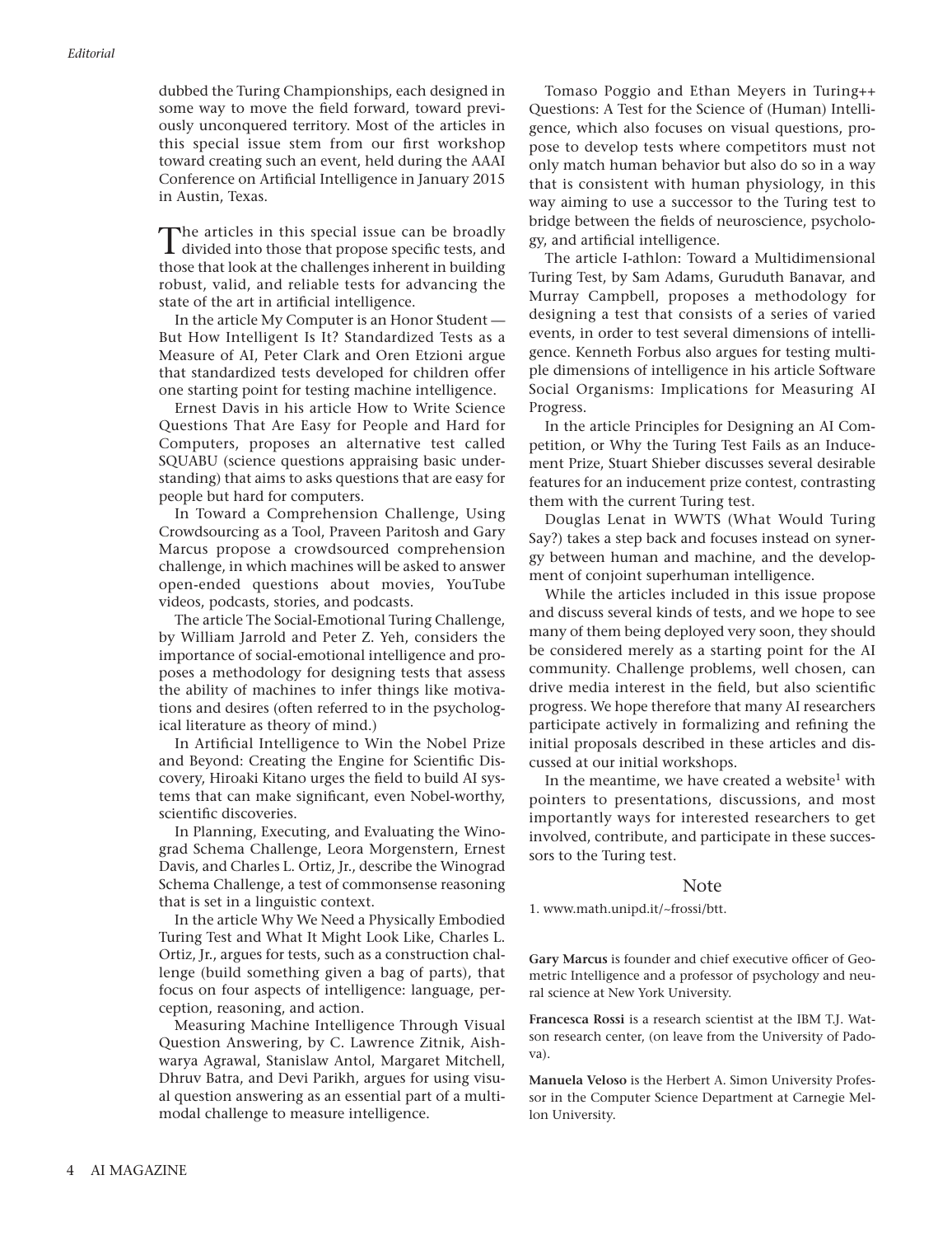dubbed the Turing Championships, each designed in some way to move the field forward, toward previously unconquered territory. Most of the articles in this special issue stem from our first workshop toward creating such an event, held during the AAAI Conference on Artificial Intelligence in January 2015 in Austin, Texas.

The articles in this special issue can be broadly divided into those that propose specific tests, and those that look at the challenges inherent in building robust, valid, and reliable tests for advancing the state of the art in artificial intelligence.

In the article My Computer is an Honor Student — But How Intelligent Is It? Standardized Tests as a Measure of AI, Peter Clark and Oren Etzioni argue that standardized tests developed for children offer one starting point for testing machine intelligence.

Ernest Davis in his article How to Write Science Questions That Are Easy for People and Hard for Computers, proposes an alternative test called SQUABU (science questions appraising basic understanding) that aims to asks questions that are easy for people but hard for computers.

In Toward a Comprehension Challenge, Using Crowdsourcing as a Tool, Praveen Paritosh and Gary Marcus propose a crowdsourced comprehension challenge, in which machines will be asked to answer open-ended questions about movies, YouTube videos, podcasts, stories, and podcasts.

The article The Social-Emotional Turing Challenge, by William Jarrold and Peter Z. Yeh, considers the importance of social-emotional intelligence and proposes a methodology for designing tests that assess the ability of machines to infer things like motivations and desires (often referred to in the psychological literature as theory of mind.)

In Artificial Intelligence to Win the Nobel Prize and Beyond: Creating the Engine for Scientific Discovery, Hiroaki Kitano urges the field to build AI systems that can make significant, even Nobel-worthy, scientific discoveries.

In Planning, Executing, and Evaluating the Winograd Schema Challenge, Leora Morgenstern, Ernest Davis, and Charles L. Ortiz, Jr., describe the Winograd Schema Challenge, a test of commonsense reasoning that is set in a linguistic context.

In the article Why We Need a Physically Embodied Turing Test and What It Might Look Like, Charles L. Ortiz, Jr., argues for tests, such as a construction challenge (build something given a bag of parts), that focus on four aspects of intelligence: language, perception, reasoning, and action.

Measuring Machine Intelligence Through Visual Question Answering, by C. Lawrence Zitnik, Aishwarya Agrawal, Stanislaw Antol, Margaret Mitchell, Dhruv Batra, and Devi Parikh, argues for using visual question answering as an essential part of a multimodal challenge to measure intelligence.

Tomaso Poggio and Ethan Meyers in Turing++ Questions: A Test for the Science of (Human) Intelligence, which also focuses on visual questions, propose to develop tests where competitors must not only match human behavior but also do so in a way that is consistent with human physiology, in this way aiming to use a successor to the Turing test to bridge between the fields of neuroscience, psychology, and artificial intelligence.

The article I-athlon: Toward a Multidimensional Turing Test, by Sam Adams, Guruduth Banavar, and Murray Campbell, proposes a methodology for designing a test that consists of a series of varied events, in order to test several dimensions of intelligence. Kenneth Forbus also argues for testing multiple dimensions of intelligence in his article Software Social Organisms: Implications for Measuring AI Progress.

In the article Principles for Designing an AI Competition, or Why the Turing Test Fails as an Inducement Prize, Stuart Shieber discusses several desirable features for an inducement prize contest, contrasting them with the current Turing test.

Douglas Lenat in WWTS (What Would Turing Say?) takes a step back and focuses instead on synergy between human and machine, and the development of conjoint superhuman intelligence.

While the articles included in this issue propose and discuss several kinds of tests, and we hope to see many of them being deployed very soon, they should be considered merely as a starting point for the AI community. Challenge problems, well chosen, can drive media interest in the field, but also scientific progress. We hope therefore that many AI researchers participate actively in formalizing and refining the initial proposals described in these articles and discussed at our initial workshops.

In the meantime, we have created a website[1] with pointers to presentations, discussions, and most importantly ways for interested researchers to get involved, contribute, and participate in these successors to the Turing test.

## Note

1. www.math.unipd.it/~frossi/btt.

**Gary Marcus** is founder and chief executive officer of Geometric Intelligence and a professor of psychology and neural science at New York University.

**Francesca Rossi** is a research scientist at the IBM T.J. Watson research center, (on leave from the University of Padova).

**Manuela Veloso** is the Herbert A. Simon University Professor in the Computer Science Department at Carnegie Mellon University.